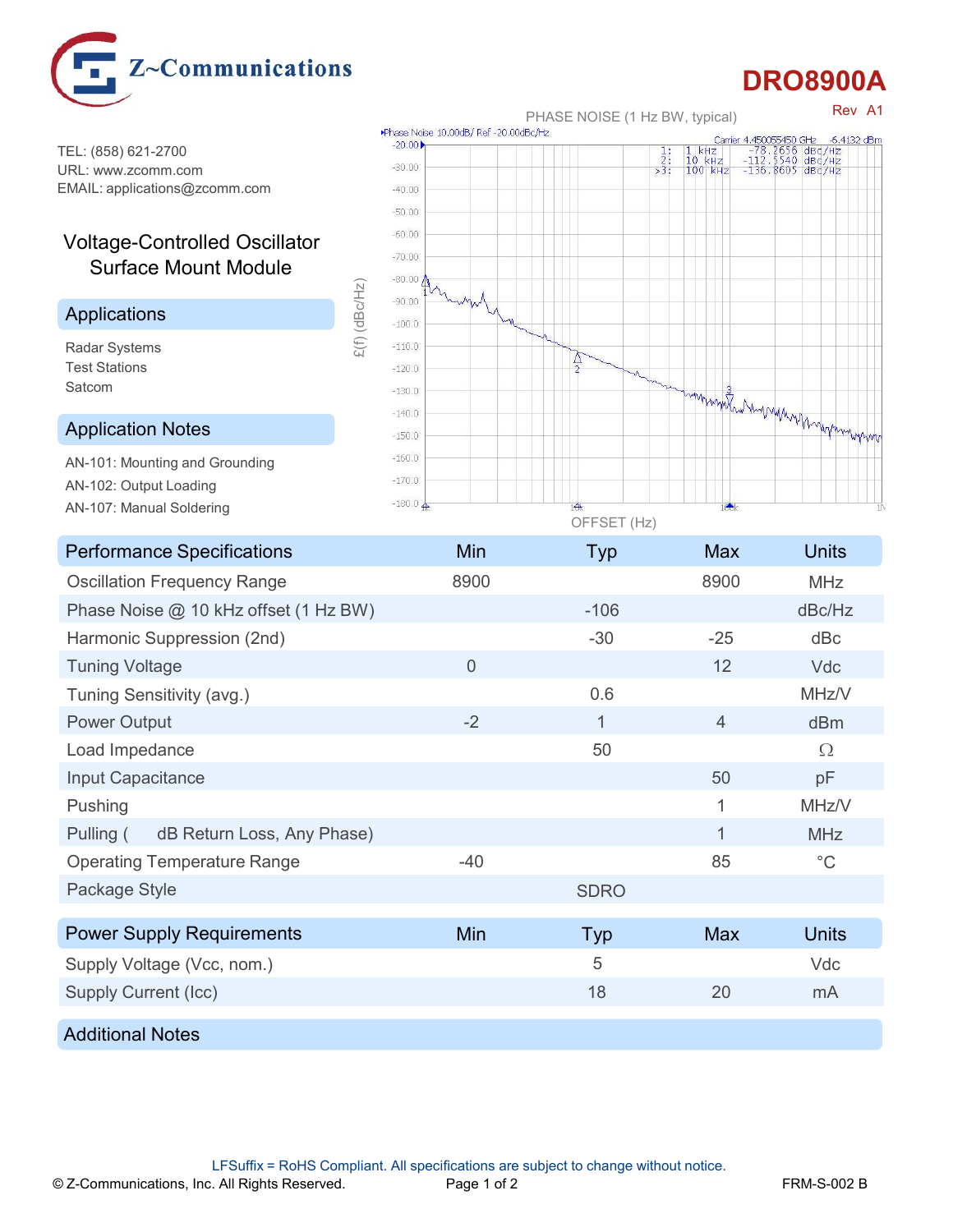Z~Communications

# DRO8900A

Rev A1

TEL: (858) 621-2700
URL: www.zcomm.com
EMAIL: applications@zcomm.com

## Voltage-Controlled Oscillator Surface Mount Module

PHASE NOISE (1 Hz BW, typical)

Phase Noise 10.00dB/ Ref -20.00dBc/Hz

Carrier 4.450055450 GHz -6.4132 dBm

1: 1 kHz -78.2656 dBc/Hz
2: 10 kHz -112.5540 dBc/Hz
>3: 100 kHz -136.8605 dBc/Hz

£(f) (dBc/Hz)

OFFSET (Hz)

### Applications

Radar Systems
Test Stations
Satcom

### Application Notes

AN-101: Mounting and Grounding
AN-102: Output Loading
AN-107: Manual Soldering

| Performance Specifications | Min | Typ | Max | Units |
|---|---|---|---|---|
| Oscillation Frequency Range | 8900 | | 8900 | MHz |
| Phase Noise @ 10 kHz offset (1 Hz BW) | | -106 | | dBc/Hz |
| Harmonic Suppression (2nd) | | -30 | -25 | dBc |
| Tuning Voltage | 0 | | 12 | Vdc |
| Tuning Sensitivity (avg.) | | 0.6 | | MHz/V |
| Power Output | -2 | 1 | 4 | dBm |
| Load Impedance | | 50 | | Ω |
| Input Capacitance | | | 50 | pF |
| Pushing | | | 1 | MHz/V |
| Pulling ( dB Return Loss, Any Phase) | | | 1 | MHz |
| Operating Temperature Range | -40 | | 85 | °C |
| Package Style | | SDRO | | |

| Power Supply Requirements | Min | Typ | Max | Units |
|---|---|---|---|---|
| Supply Voltage (Vcc, nom.) | | 5 | | Vdc |
| Supply Current (Icc) | | 18 | 20 | mA |

### Additional Notes

LFSuffix = RoHS Compliant. All specifications are subject to change without notice.

© Z-Communications, Inc. All Rights Reserved. FRM-S-002 B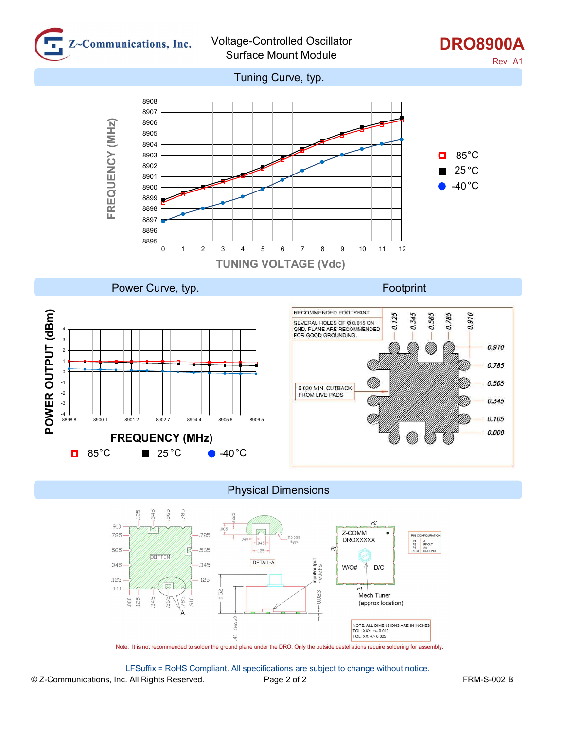Z~Communications, Inc.

Voltage-Controlled Oscillator
Surface Mount Module

# DRO8900A

Rev A1

## Tuning Curve, typ.

8908
8907
8906
8905
8904
8903
8902
8901
8900
8899
8898
8897
8896
8895

FREQUENCY (MHz)

0 1 2 3 4 5 6 7 8 9 10 11 12

TUNING VOLTAGE (Vdc)

85°C
25°C
-40°C

## Power Curve, typ.

POWER OUTPUT (dBm)

4
3
2
1
0
-1
-2
-3
-4

8898.8 8900.1 8901.2 8902.7 8904.4 8905.6 8906.5

FREQUENCY (MHz)

85°C 25°C -40°C

## Footprint

RECOMMENDED FOOTPRINT

SEVERAL HOLES OF Ø 0.015 ON GND, PLANE ARE RECOMMENDED FOR GOOD GROUNDING.

0.030 MIN. CUTBACK FROM LIVE PADS

0.125 0.345 0.565 0.785 0.910

0.910
0.785
0.565
0.345
0.105
0.000

## Physical Dimensions

.125 .345 .565 .785

.910
.785
.565
.345
.125
.000

BOTTOM

.785
.565
.345
.125

.000 .125 .345 .565 .785 .910

A

.0225
.065
.040
.045
.125
R0.025 typ.

DETAIL-A

input/output reliefs

0.52
0.023
.41 (max)

P2
Z-COMM
DROXXXXX
P3
W/O# D/C
P1
Mech Tuner
(approx location)

PIN CONFIGURATION
P1 Vt
P2 RF OUT
P3 Vcc
REST GROUND

NOTE: ALL DIMENSIONS ARE IN INCHES
TOL: XXX: +/- 0.010
TOL: XX: +/- 0.025

Note: It is not recommended to solder the ground plane under the DRO. Only the outside castellations require soldering for assembly.

LFSuffix = RoHS Compliant. All specifications are subject to change without notice.

© Z-Communications, Inc. All Rights Reserved.

FRM-S-002 B